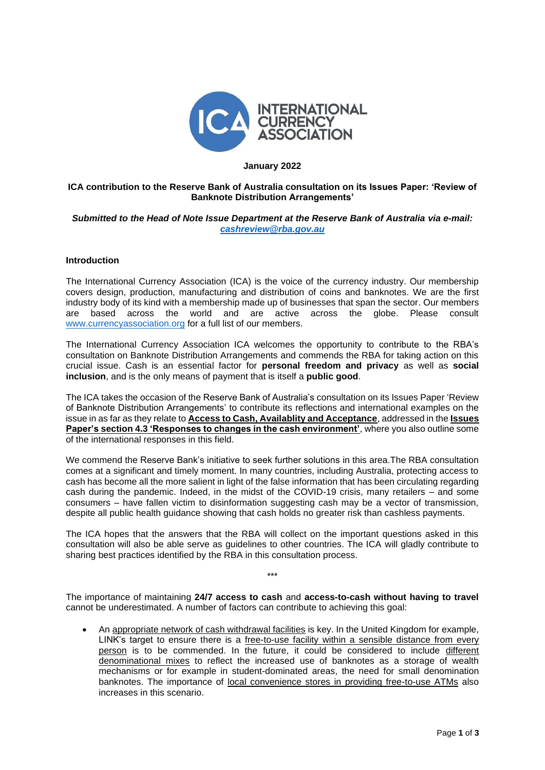**January 2022**

**ICA contribution to the Reserve Bank of Australia consultation on its Issues Paper: 'Review of Banknote Distribution Arrangements'**

***Submitted to the Head of Note Issue Department at the Reserve Bank of Australia via e-mail: [cashreview@rba.gov.au](mailto:cashreview@rba.gov.au)***

**Introduction**

The International Currency Association (ICA) is the voice of the currency industry. Our membership covers design, production, manufacturing and distribution of coins and banknotes. We are the first industry body of its kind with a membership made up of businesses that span the sector. Our members are based across the world and are active across the globe. Please consult [www.currencyassociation.org](http://www.currencyassociation.org) for a full list of our members.

The International Currency Association ICA welcomes the opportunity to contribute to the RBA's consultation on Banknote Distribution Arrangements and commends the RBA for taking action on this crucial issue. Cash is an essential factor for **personal freedom and privacy** as well as **social inclusion**, and is the only means of payment that is itself a **public good**.

The ICA takes the occasion of the Reserve Bank of Australia's consultation on its Issues Paper 'Review of Banknote Distribution Arrangements' to contribute its reflections and international examples on the issue in as far as they relate to **Access to Cash, Availablity and Acceptance**, addressed in the **Issues Paper's section 4.3 'Responses to changes in the cash environment'**, where you also outline some of the international responses in this field.

We commend the Reserve Bank's initiative to seek further solutions in this area.The RBA consultation comes at a significant and timely moment. In many countries, including Australia, protecting access to cash has become all the more salient in light of the false information that has been circulating regarding cash during the pandemic. Indeed, in the midst of the COVID-19 crisis, many retailers – and some consumers – have fallen victim to disinformation suggesting cash may be a vector of transmission, despite all public health guidance showing that cash holds no greater risk than cashless payments.

The ICA hopes that the answers that the RBA will collect on the important questions asked in this consultation will also be able serve as guidelines to other countries. The ICA will gladly contribute to sharing best practices identified by the RBA in this consultation process.

\*\*\*

The importance of maintaining **24/7 access to cash** and **access-to-cash without having to travel** cannot be underestimated. A number of factors can contribute to achieving this goal:

- An <u>appropriate network of cash withdrawal facilities</u> is key. In the United Kingdom for example, LINK's target to ensure there is a <u>free-to-use facility within a sensible distance from every person</u> is to be commended. In the future, it could be considered to include <u>different denominational mixes</u> to reflect the increased use of banknotes as a storage of wealth mechanisms or for example in student-dominated areas, the need for small denomination banknotes. The importance of <u>local convenience stores in providing free-to-use ATMs</u> also increases in this scenario.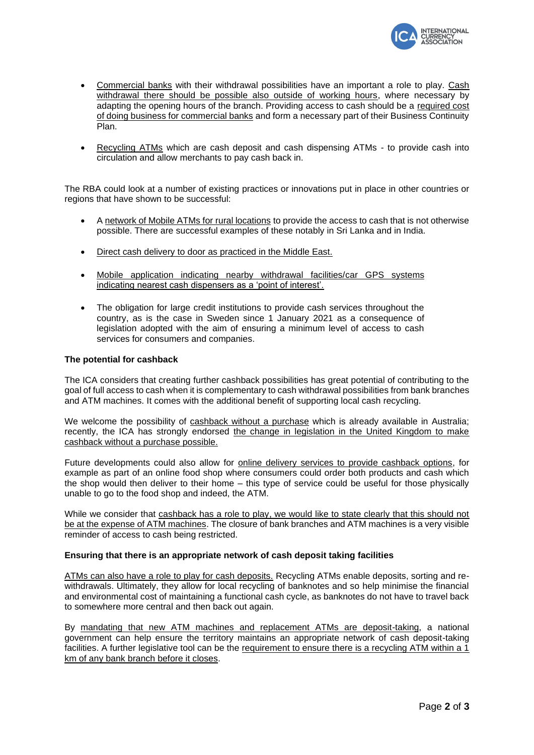- Commercial banks with their withdrawal possibilities have an important a role to play. Cash withdrawal there should be possible also outside of working hours, where necessary by adapting the opening hours of the branch. Providing access to cash should be a required cost of doing business for commercial banks and form a necessary part of their Business Continuity Plan.

- Recycling ATMs which are cash deposit and cash dispensing ATMs - to provide cash into circulation and allow merchants to pay cash back in.

The RBA could look at a number of existing practices or innovations put in place in other countries or regions that have shown to be successful:

- A network of Mobile ATMs for rural locations to provide the access to cash that is not otherwise possible. There are successful examples of these notably in Sri Lanka and in India.

- Direct cash delivery to door as practiced in the Middle East.

- Mobile application indicating nearby withdrawal facilities/car GPS systems indicating nearest cash dispensers as a 'point of interest'.

- The obligation for large credit institutions to provide cash services throughout the country, as is the case in Sweden since 1 January 2021 as a consequence of legislation adopted with the aim of ensuring a minimum level of access to cash services for consumers and companies.

**The potential for cashback**

The ICA considers that creating further cashback possibilities has great potential of contributing to the goal of full access to cash when it is complementary to cash withdrawal possibilities from bank branches and ATM machines. It comes with the additional benefit of supporting local cash recycling.

We welcome the possibility of cashback without a purchase which is already available in Australia; recently, the ICA has strongly endorsed the change in legislation in the United Kingdom to make cashback without a purchase possible.

Future developments could also allow for online delivery services to provide cashback options, for example as part of an online food shop where consumers could order both products and cash which the shop would then deliver to their home – this type of service could be useful for those physically unable to go to the food shop and indeed, the ATM.

While we consider that cashback has a role to play, we would like to state clearly that this should not be at the expense of ATM machines. The closure of bank branches and ATM machines is a very visible reminder of access to cash being restricted.

**Ensuring that there is an appropriate network of cash deposit taking facilities**

ATMs can also have a role to play for cash deposits. Recycling ATMs enable deposits, sorting and re-withdrawals. Ultimately, they allow for local recycling of banknotes and so help minimise the financial and environmental cost of maintaining a functional cash cycle, as banknotes do not have to travel back to somewhere more central and then back out again.

By mandating that new ATM machines and replacement ATMs are deposit-taking, a national government can help ensure the territory maintains an appropriate network of cash deposit-taking facilities. A further legislative tool can be the requirement to ensure there is a recycling ATM within a 1 km of any bank branch before it closes.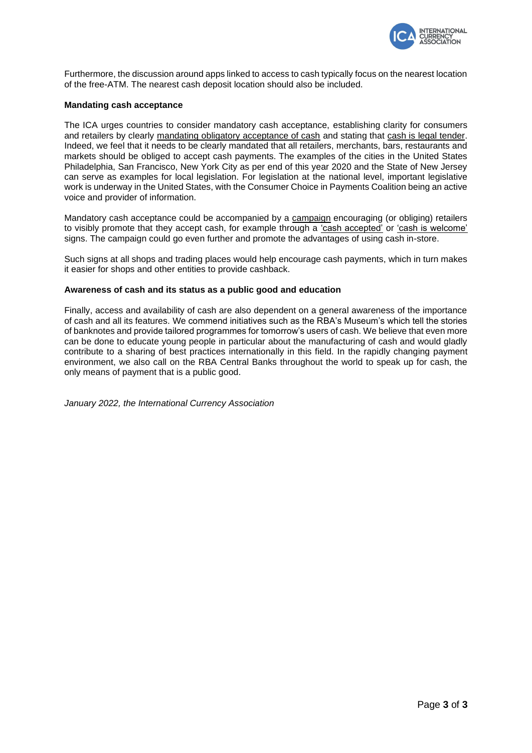Furthermore, the discussion around apps linked to access to cash typically focus on the nearest location of the free-ATM. The nearest cash deposit location should also be included.

**Mandating cash acceptance**

The ICA urges countries to consider mandatory cash acceptance, establishing clarity for consumers and retailers by clearly mandating obligatory acceptance of cash and stating that cash is legal tender. Indeed, we feel that it needs to be clearly mandated that all retailers, merchants, bars, restaurants and markets should be obliged to accept cash payments. The examples of the cities in the United States Philadelphia, San Francisco, New York City as per end of this year 2020 and the State of New Jersey can serve as examples for local legislation. For legislation at the national level, important legislative work is underway in the United States, with the Consumer Choice in Payments Coalition being an active voice and provider of information.

Mandatory cash acceptance could be accompanied by a campaign encouraging (or obliging) retailers to visibly promote that they accept cash, for example through a 'cash accepted' or 'cash is welcome' signs. The campaign could go even further and promote the advantages of using cash in-store.

Such signs at all shops and trading places would help encourage cash payments, which in turn makes it easier for shops and other entities to provide cashback.

**Awareness of cash and its status as a public good and education**

Finally, access and availability of cash are also dependent on a general awareness of the importance of cash and all its features. We commend initiatives such as the RBA's Museum's which tell the stories of banknotes and provide tailored programmes for tomorrow's users of cash. We believe that even more can be done to educate young people in particular about the manufacturing of cash and would gladly contribute to a sharing of best practices internationally in this field. In the rapidly changing payment environment, we also call on the RBA Central Banks throughout the world to speak up for cash, the only means of payment that is a public good.

*January 2022, the International Currency Association*